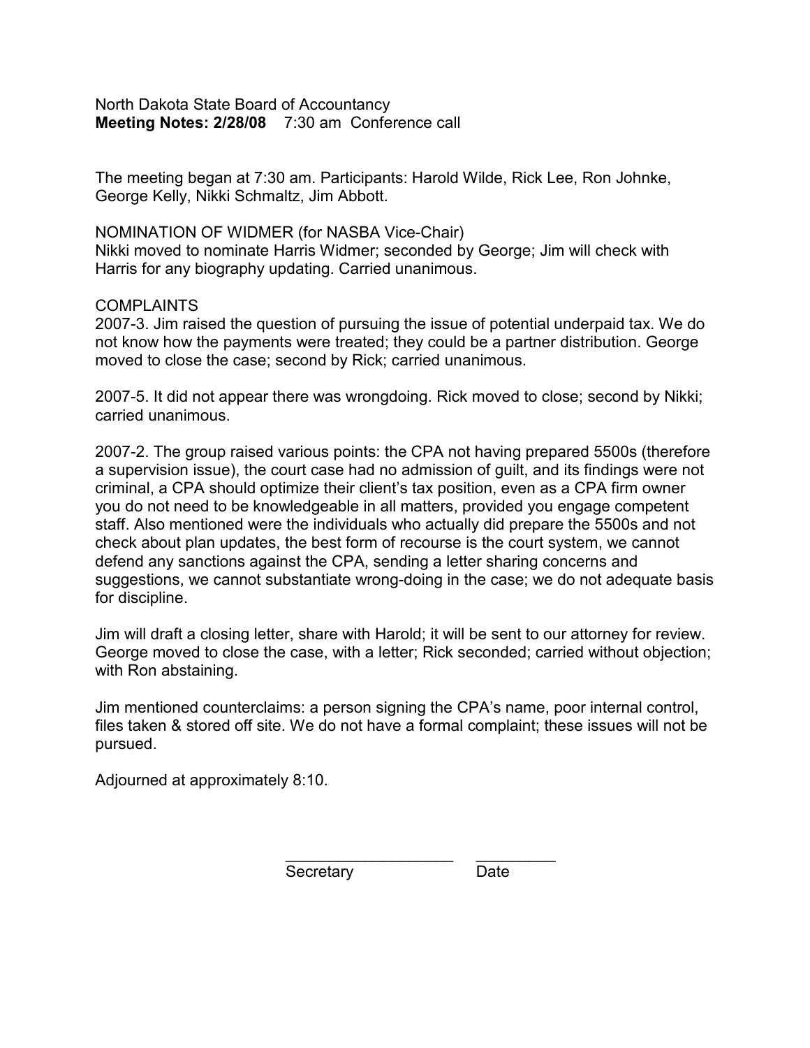North Dakota State Board of Accountancy
**Meeting Notes: 2/28/08** 7:30 am Conference call

The meeting began at 7:30 am. Participants: Harold Wilde, Rick Lee, Ron Johnke, George Kelly, Nikki Schmaltz, Jim Abbott.

NOMINATION OF WIDMER (for NASBA Vice-Chair)
Nikki moved to nominate Harris Widmer; seconded by George; Jim will check with Harris for any biography updating. Carried unanimous.

COMPLAINTS
2007-3. Jim raised the question of pursuing the issue of potential underpaid tax. We do not know how the payments were treated; they could be a partner distribution. George moved to close the case; second by Rick; carried unanimous.

2007-5. It did not appear there was wrongdoing. Rick moved to close; second by Nikki; carried unanimous.

2007-2. The group raised various points: the CPA not having prepared 5500s (therefore a supervision issue), the court case had no admission of guilt, and its findings were not criminal, a CPA should optimize their client's tax position, even as a CPA firm owner you do not need to be knowledgeable in all matters, provided you engage competent staff. Also mentioned were the individuals who actually did prepare the 5500s and not check about plan updates, the best form of recourse is the court system, we cannot defend any sanctions against the CPA, sending a letter sharing concerns and suggestions, we cannot substantiate wrong-doing in the case; we do not adequate basis for discipline.

Jim will draft a closing letter, share with Harold; it will be sent to our attorney for review. George moved to close the case, with a letter; Rick seconded; carried without objection; with Ron abstaining.

Jim mentioned counterclaims: a person signing the CPA's name, poor internal control, files taken & stored off site. We do not have a formal complaint; these issues will not be pursued.

Adjourned at approximately 8:10.

\_\_\_\_\_\_\_\_\_\_\_\_\_\_\_\_\_\_\_\_ \_\_\_\_\_\_\_\_\_\_
Secretary Date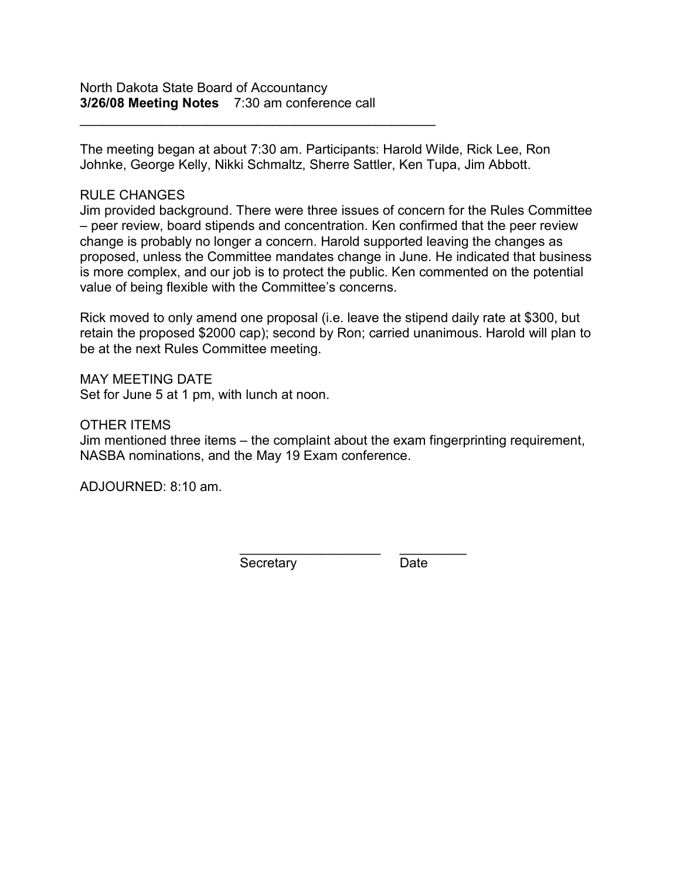North Dakota State Board of Accountancy
**3/26/08 Meeting Notes** 7:30 am conference call

---

The meeting began at about 7:30 am. Participants: Harold Wilde, Rick Lee, Ron Johnke, George Kelly, Nikki Schmaltz, Sherre Sattler, Ken Tupa, Jim Abbott.

RULE CHANGES
Jim provided background. There were three issues of concern for the Rules Committee – peer review, board stipends and concentration. Ken confirmed that the peer review change is probably no longer a concern. Harold supported leaving the changes as proposed, unless the Committee mandates change in June. He indicated that business is more complex, and our job is to protect the public. Ken commented on the potential value of being flexible with the Committee's concerns.

Rick moved to only amend one proposal (i.e. leave the stipend daily rate at $300, but retain the proposed $2000 cap); second by Ron; carried unanimous. Harold will plan to be at the next Rules Committee meeting.

MAY MEETING DATE
Set for June 5 at 1 pm, with lunch at noon.

OTHER ITEMS
Jim mentioned three items – the complaint about the exam fingerprinting requirement, NASBA nominations, and the May 19 Exam conference.

ADJOURNED: 8:10 am.

\_\_\_\_\_\_\_\_\_\_\_\_\_\_\_\_\_\_\_\_ \_\_\_\_\_\_\_\_\_
Secretary Date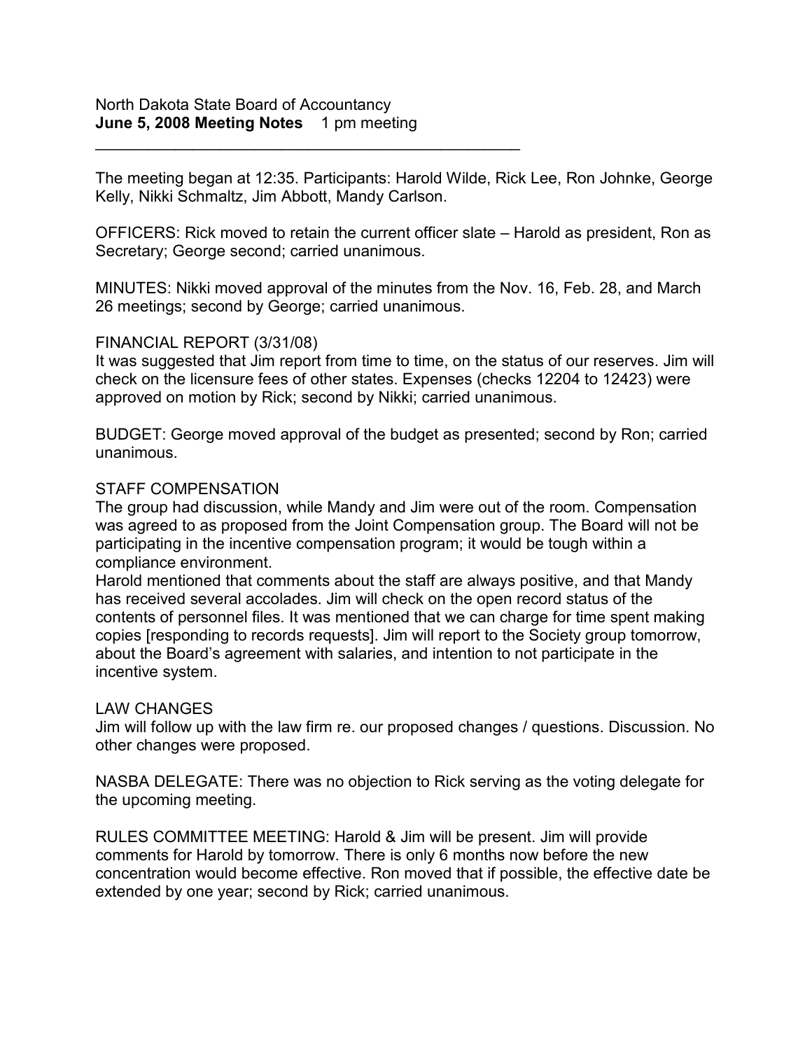North Dakota State Board of Accountancy
**June 5, 2008 Meeting Notes** 1 pm meeting

---

The meeting began at 12:35. Participants: Harold Wilde, Rick Lee, Ron Johnke, George Kelly, Nikki Schmaltz, Jim Abbott, Mandy Carlson.

OFFICERS: Rick moved to retain the current officer slate – Harold as president, Ron as Secretary; George second; carried unanimous.

MINUTES: Nikki moved approval of the minutes from the Nov. 16, Feb. 28, and March 26 meetings; second by George; carried unanimous.

FINANCIAL REPORT (3/31/08)
It was suggested that Jim report from time to time, on the status of our reserves. Jim will check on the licensure fees of other states. Expenses (checks 12204 to 12423) were approved on motion by Rick; second by Nikki; carried unanimous.

BUDGET: George moved approval of the budget as presented; second by Ron; carried unanimous.

STAFF COMPENSATION
The group had discussion, while Mandy and Jim were out of the room. Compensation was agreed to as proposed from the Joint Compensation group. The Board will not be participating in the incentive compensation program; it would be tough within a compliance environment.
Harold mentioned that comments about the staff are always positive, and that Mandy has received several accolades. Jim will check on the open record status of the contents of personnel files. It was mentioned that we can charge for time spent making copies [responding to records requests]. Jim will report to the Society group tomorrow, about the Board's agreement with salaries, and intention to not participate in the incentive system.

LAW CHANGES
Jim will follow up with the law firm re. our proposed changes / questions. Discussion. No other changes were proposed.

NASBA DELEGATE: There was no objection to Rick serving as the voting delegate for the upcoming meeting.

RULES COMMITTEE MEETING: Harold & Jim will be present. Jim will provide comments for Harold by tomorrow. There is only 6 months now before the new concentration would become effective. Ron moved that if possible, the effective date be extended by one year; second by Rick; carried unanimous.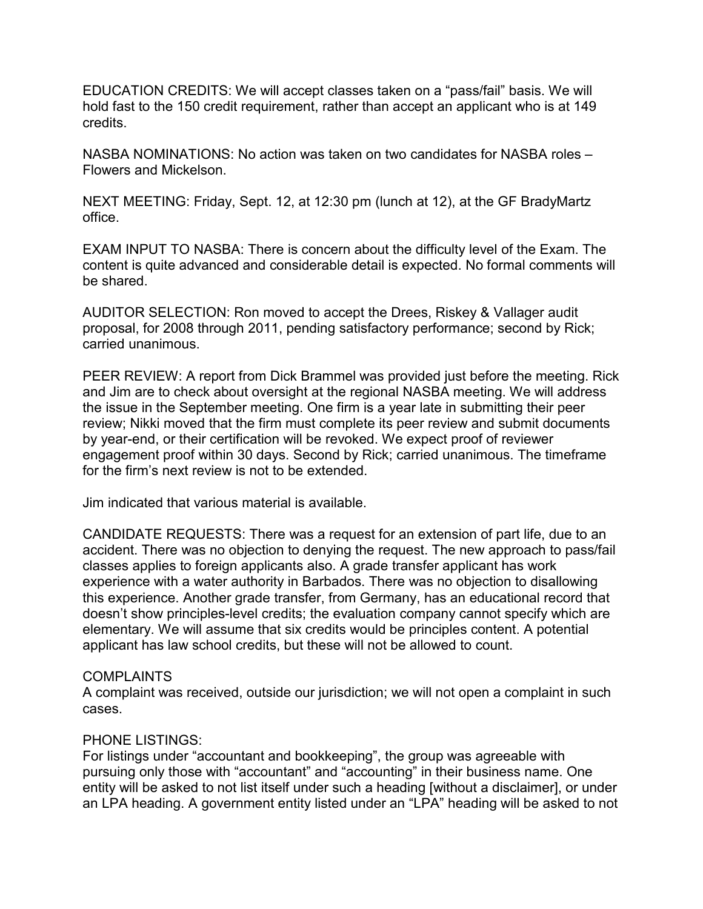EDUCATION CREDITS: We will accept classes taken on a "pass/fail" basis. We will hold fast to the 150 credit requirement, rather than accept an applicant who is at 149 credits.

NASBA NOMINATIONS: No action was taken on two candidates for NASBA roles – Flowers and Mickelson.

NEXT MEETING: Friday, Sept. 12, at 12:30 pm (lunch at 12), at the GF BradyMartz office.

EXAM INPUT TO NASBA: There is concern about the difficulty level of the Exam. The content is quite advanced and considerable detail is expected. No formal comments will be shared.

AUDITOR SELECTION: Ron moved to accept the Drees, Riskey & Vallager audit proposal, for 2008 through 2011, pending satisfactory performance; second by Rick; carried unanimous.

PEER REVIEW: A report from Dick Brammel was provided just before the meeting. Rick and Jim are to check about oversight at the regional NASBA meeting. We will address the issue in the September meeting. One firm is a year late in submitting their peer review; Nikki moved that the firm must complete its peer review and submit documents by year-end, or their certification will be revoked. We expect proof of reviewer engagement proof within 30 days. Second by Rick; carried unanimous. The timeframe for the firm's next review is not to be extended.

Jim indicated that various material is available.

CANDIDATE REQUESTS: There was a request for an extension of part life, due to an accident. There was no objection to denying the request. The new approach to pass/fail classes applies to foreign applicants also. A grade transfer applicant has work experience with a water authority in Barbados. There was no objection to disallowing this experience. Another grade transfer, from Germany, has an educational record that doesn't show principles-level credits; the evaluation company cannot specify which are elementary. We will assume that six credits would be principles content. A potential applicant has law school credits, but these will not be allowed to count.

COMPLAINTS
A complaint was received, outside our jurisdiction; we will not open a complaint in such cases.

PHONE LISTINGS:
For listings under "accountant and bookkeeping", the group was agreeable with pursuing only those with "accountant" and "accounting" in their business name. One entity will be asked to not list itself under such a heading [without a disclaimer], or under an LPA heading. A government entity listed under an "LPA" heading will be asked to not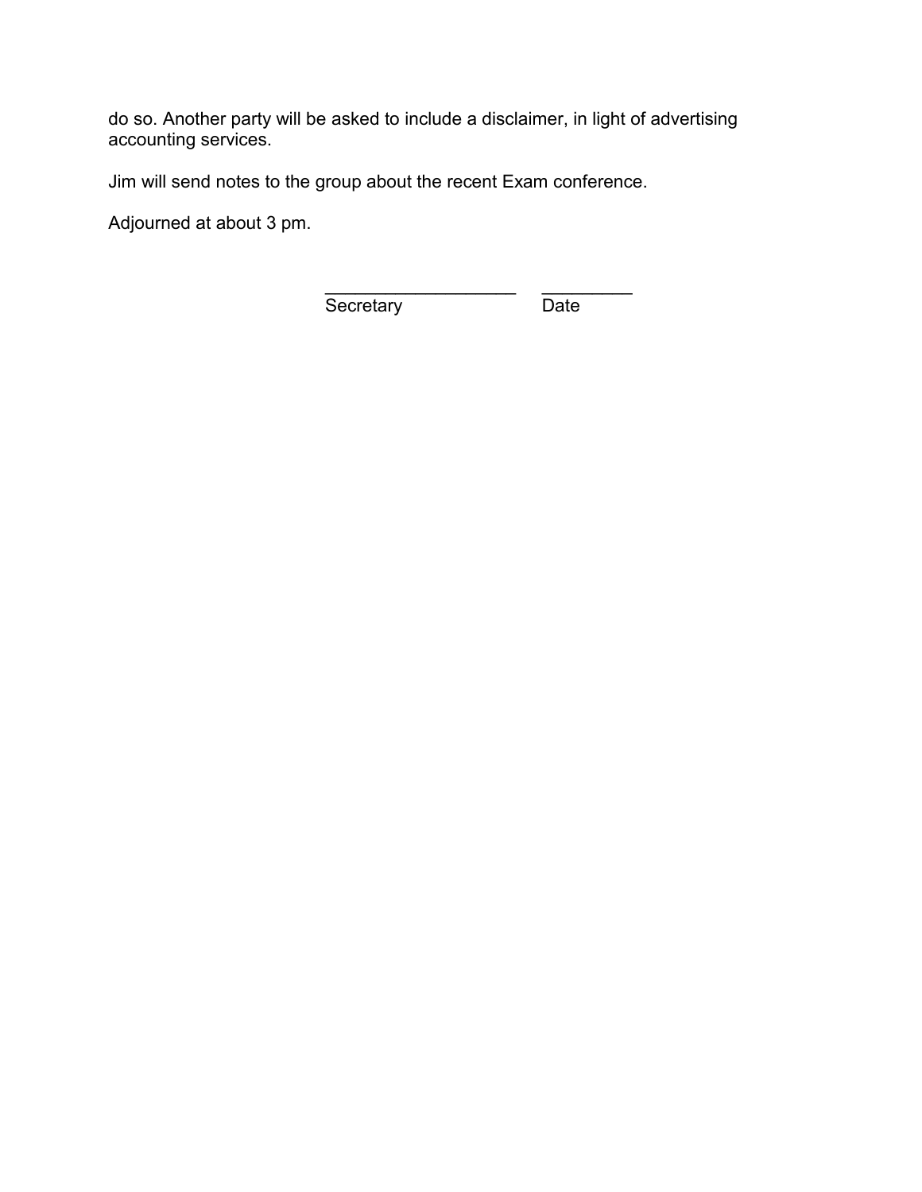do so. Another party will be asked to include a disclaimer, in light of advertising accounting services.

Jim will send notes to the group about the recent Exam conference.

Adjourned at about 3 pm.

____________________     _________
Secretary                          Date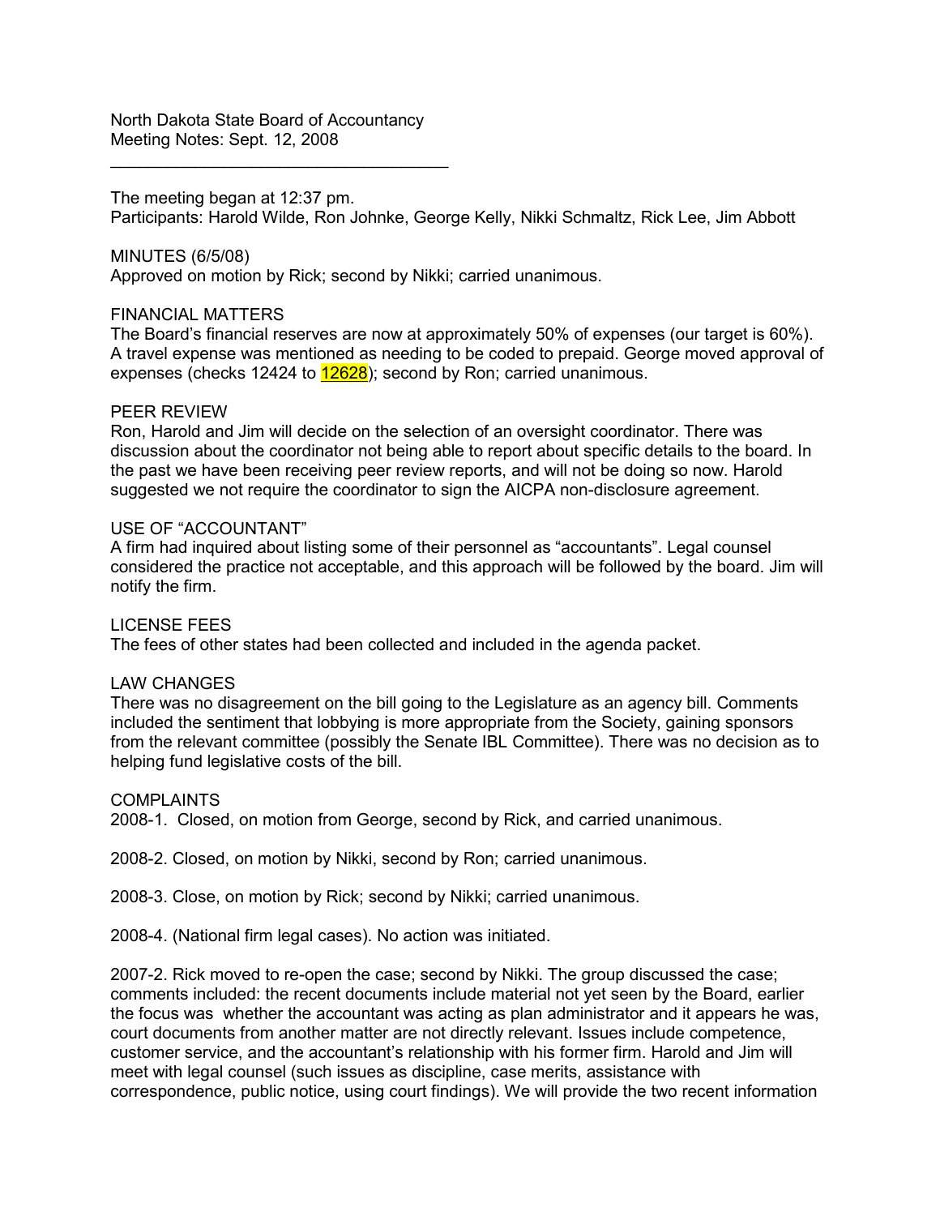North Dakota State Board of Accountancy
Meeting Notes: Sept. 12, 2008

---

The meeting began at 12:37 pm.
Participants: Harold Wilde, Ron Johnke, George Kelly, Nikki Schmaltz, Rick Lee, Jim Abbott

MINUTES (6/5/08)
Approved on motion by Rick; second by Nikki; carried unanimous.

FINANCIAL MATTERS
The Board's financial reserves are now at approximately 50% of expenses (our target is 60%). A travel expense was mentioned as needing to be coded to prepaid. George moved approval of expenses (checks 12424 to 12628); second by Ron; carried unanimous.

PEER REVIEW
Ron, Harold and Jim will decide on the selection of an oversight coordinator. There was discussion about the coordinator not being able to report about specific details to the board. In the past we have been receiving peer review reports, and will not be doing so now. Harold suggested we not require the coordinator to sign the AICPA non-disclosure agreement.

USE OF "ACCOUNTANT"
A firm had inquired about listing some of their personnel as "accountants". Legal counsel considered the practice not acceptable, and this approach will be followed by the board. Jim will notify the firm.

LICENSE FEES
The fees of other states had been collected and included in the agenda packet.

LAW CHANGES
There was no disagreement on the bill going to the Legislature as an agency bill. Comments included the sentiment that lobbying is more appropriate from the Society, gaining sponsors from the relevant committee (possibly the Senate IBL Committee). There was no decision as to helping fund legislative costs of the bill.

COMPLAINTS
2008-1. Closed, on motion from George, second by Rick, and carried unanimous.

2008-2. Closed, on motion by Nikki, second by Ron; carried unanimous.

2008-3. Close, on motion by Rick; second by Nikki; carried unanimous.

2008-4. (National firm legal cases). No action was initiated.

2007-2. Rick moved to re-open the case; second by Nikki. The group discussed the case; comments included: the recent documents include material not yet seen by the Board, earlier the focus was whether the accountant was acting as plan administrator and it appears he was, court documents from another matter are not directly relevant. Issues include competence, customer service, and the accountant's relationship with his former firm. Harold and Jim will meet with legal counsel (such issues as discipline, case merits, assistance with correspondence, public notice, using court findings). We will provide the two recent information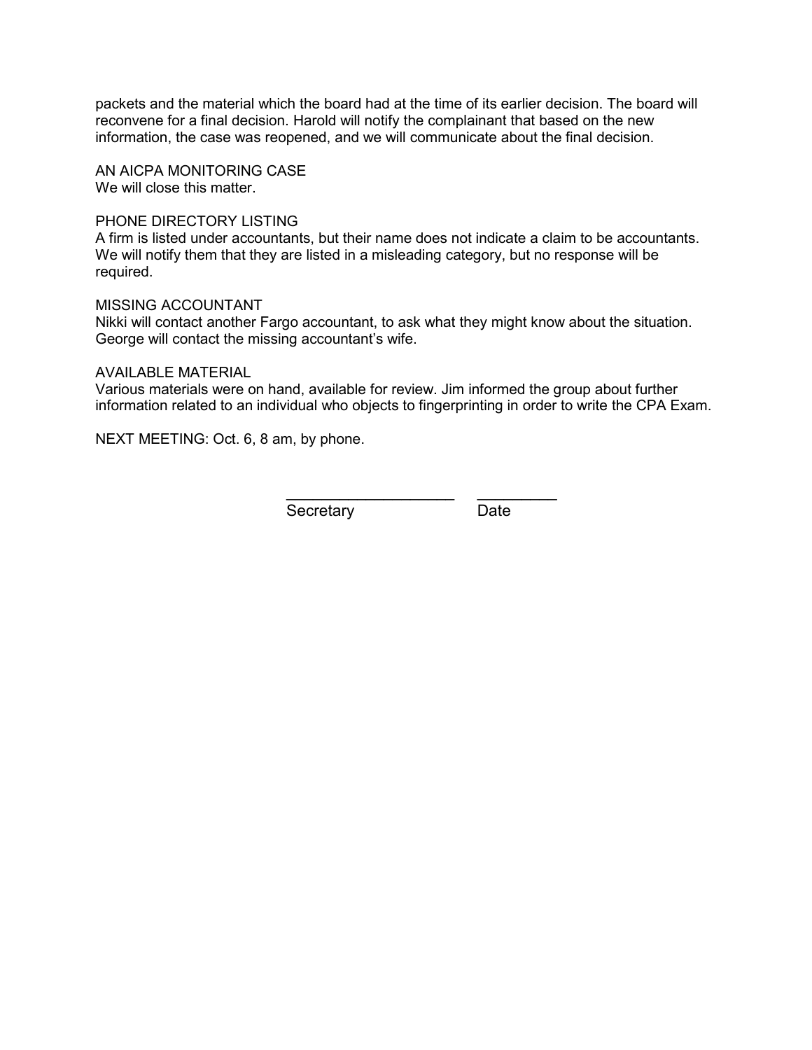packets and the material which the board had at the time of its earlier decision. The board will reconvene for a final decision. Harold will notify the complainant that based on the new information, the case was reopened, and we will communicate about the final decision.

AN AICPA MONITORING CASE
We will close this matter.

PHONE DIRECTORY LISTING
A firm is listed under accountants, but their name does not indicate a claim to be accountants. We will notify them that they are listed in a misleading category, but no response will be required.

MISSING ACCOUNTANT
Nikki will contact another Fargo accountant, to ask what they might know about the situation. George will contact the missing accountant's wife.

AVAILABLE MATERIAL
Various materials were on hand, available for review. Jim informed the group about further information related to an individual who objects to fingerprinting in order to write the CPA Exam.

NEXT MEETING: Oct. 6, 8 am, by phone.

____________________ __________
Secretary Date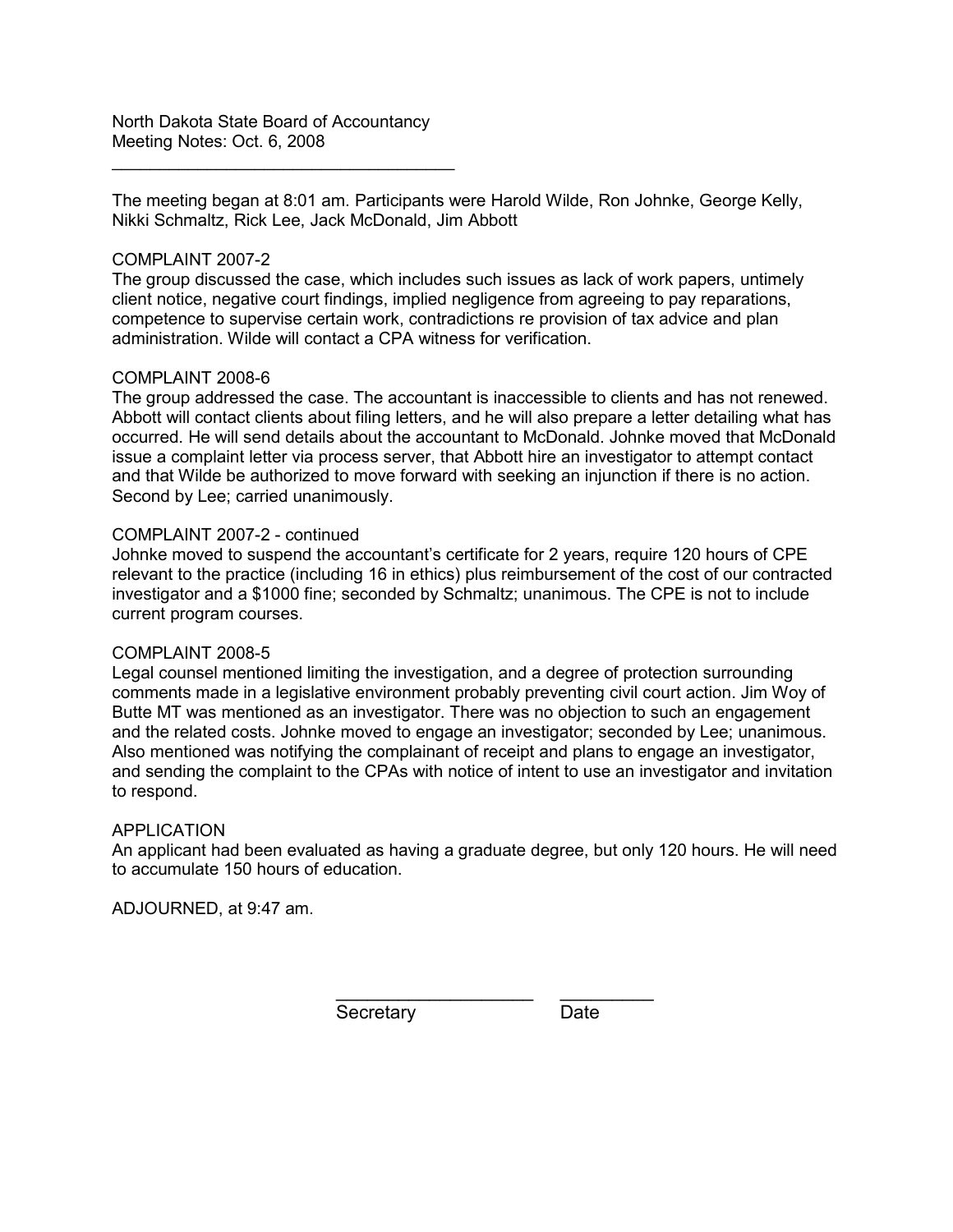North Dakota State Board of Accountancy
Meeting Notes: Oct. 6, 2008

---

The meeting began at 8:01 am. Participants were Harold Wilde, Ron Johnke, George Kelly, Nikki Schmaltz, Rick Lee, Jack McDonald, Jim Abbott

COMPLAINT 2007-2
The group discussed the case, which includes such issues as lack of work papers, untimely client notice, negative court findings, implied negligence from agreeing to pay reparations, competence to supervise certain work, contradictions re provision of tax advice and plan administration. Wilde will contact a CPA witness for verification.

COMPLAINT 2008-6
The group addressed the case. The accountant is inaccessible to clients and has not renewed. Abbott will contact clients about filing letters, and he will also prepare a letter detailing what has occurred. He will send details about the accountant to McDonald. Johnke moved that McDonald issue a complaint letter via process server, that Abbott hire an investigator to attempt contact and that Wilde be authorized to move forward with seeking an injunction if there is no action. Second by Lee; carried unanimously.

COMPLAINT 2007-2 - continued
Johnke moved to suspend the accountant's certificate for 2 years, require 120 hours of CPE relevant to the practice (including 16 in ethics) plus reimbursement of the cost of our contracted investigator and a $1000 fine; seconded by Schmaltz; unanimous. The CPE is not to include current program courses.

COMPLAINT 2008-5
Legal counsel mentioned limiting the investigation, and a degree of protection surrounding comments made in a legislative environment probably preventing civil court action. Jim Woy of Butte MT was mentioned as an investigator. There was no objection to such an engagement and the related costs. Johnke moved to engage an investigator; seconded by Lee; unanimous. Also mentioned was notifying the complainant of receipt and plans to engage an investigator, and sending the complaint to the CPAs with notice of intent to use an investigator and invitation to respond.

APPLICATION
An applicant had been evaluated as having a graduate degree, but only 120 hours. He will need to accumulate 150 hours of education.

ADJOURNED, at 9:47 am.

\_\_\_\_\_\_\_\_\_\_\_\_\_\_\_\_\_\_\_\_ \_\_\_\_\_\_\_\_\_\_
Secretary Date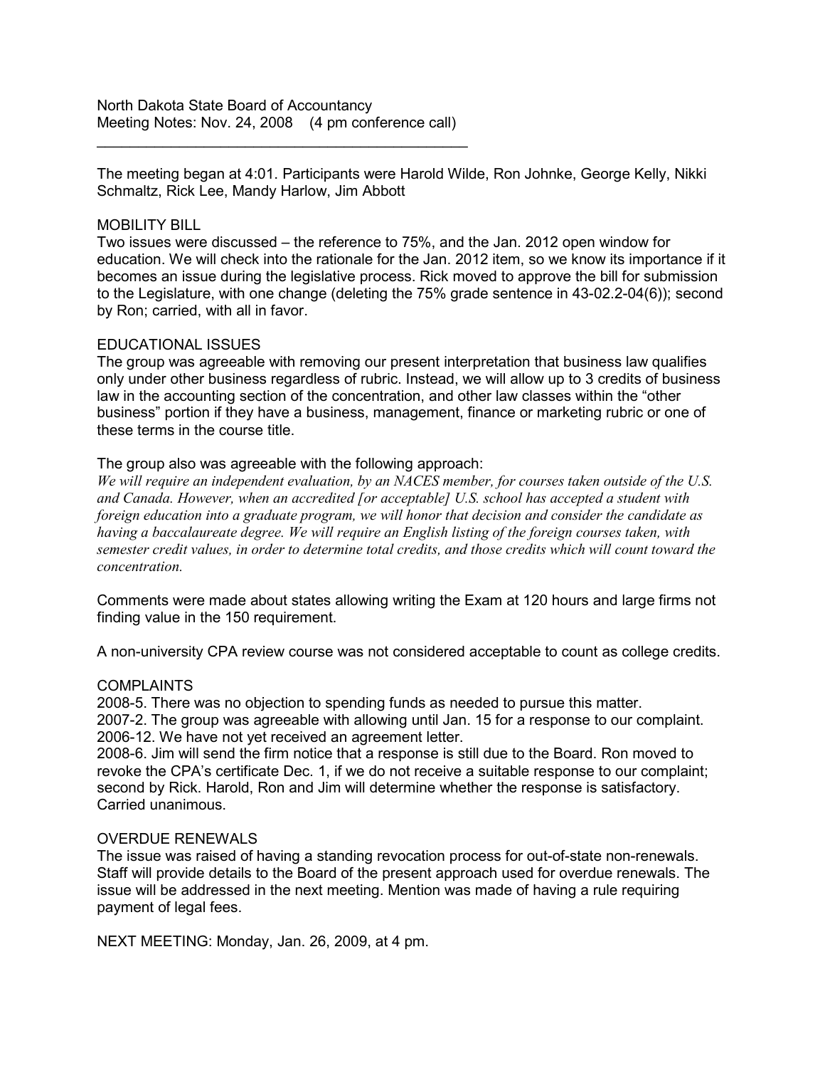North Dakota State Board of Accountancy
Meeting Notes: Nov. 24, 2008 (4 pm conference call)

---

The meeting began at 4:01. Participants were Harold Wilde, Ron Johnke, George Kelly, Nikki Schmaltz, Rick Lee, Mandy Harlow, Jim Abbott

MOBILITY BILL
Two issues were discussed – the reference to 75%, and the Jan. 2012 open window for education. We will check into the rationale for the Jan. 2012 item, so we know its importance if it becomes an issue during the legislative process. Rick moved to approve the bill for submission to the Legislature, with one change (deleting the 75% grade sentence in 43-02.2-04(6)); second by Ron; carried, with all in favor.

EDUCATIONAL ISSUES
The group was agreeable with removing our present interpretation that business law qualifies only under other business regardless of rubric. Instead, we will allow up to 3 credits of business law in the accounting section of the concentration, and other law classes within the "other business" portion if they have a business, management, finance or marketing rubric or one of these terms in the course title.

The group also was agreeable with the following approach:
*We will require an independent evaluation, by an NACES member, for courses taken outside of the U.S. and Canada. However, when an accredited [or acceptable] U.S. school has accepted a student with foreign education into a graduate program, we will honor that decision and consider the candidate as having a baccalaureate degree. We will require an English listing of the foreign courses taken, with semester credit values, in order to determine total credits, and those credits which will count toward the concentration.*

Comments were made about states allowing writing the Exam at 120 hours and large firms not finding value in the 150 requirement.

A non-university CPA review course was not considered acceptable to count as college credits.

COMPLAINTS
2008-5. There was no objection to spending funds as needed to pursue this matter.
2007-2. The group was agreeable with allowing until Jan. 15 for a response to our complaint.
2006-12. We have not yet received an agreement letter.
2008-6. Jim will send the firm notice that a response is still due to the Board. Ron moved to revoke the CPA's certificate Dec. 1, if we do not receive a suitable response to our complaint; second by Rick. Harold, Ron and Jim will determine whether the response is satisfactory. Carried unanimous.

OVERDUE RENEWALS
The issue was raised of having a standing revocation process for out-of-state non-renewals. Staff will provide details to the Board of the present approach used for overdue renewals. The issue will be addressed in the next meeting. Mention was made of having a rule requiring payment of legal fees.

NEXT MEETING: Monday, Jan. 26, 2009, at 4 pm.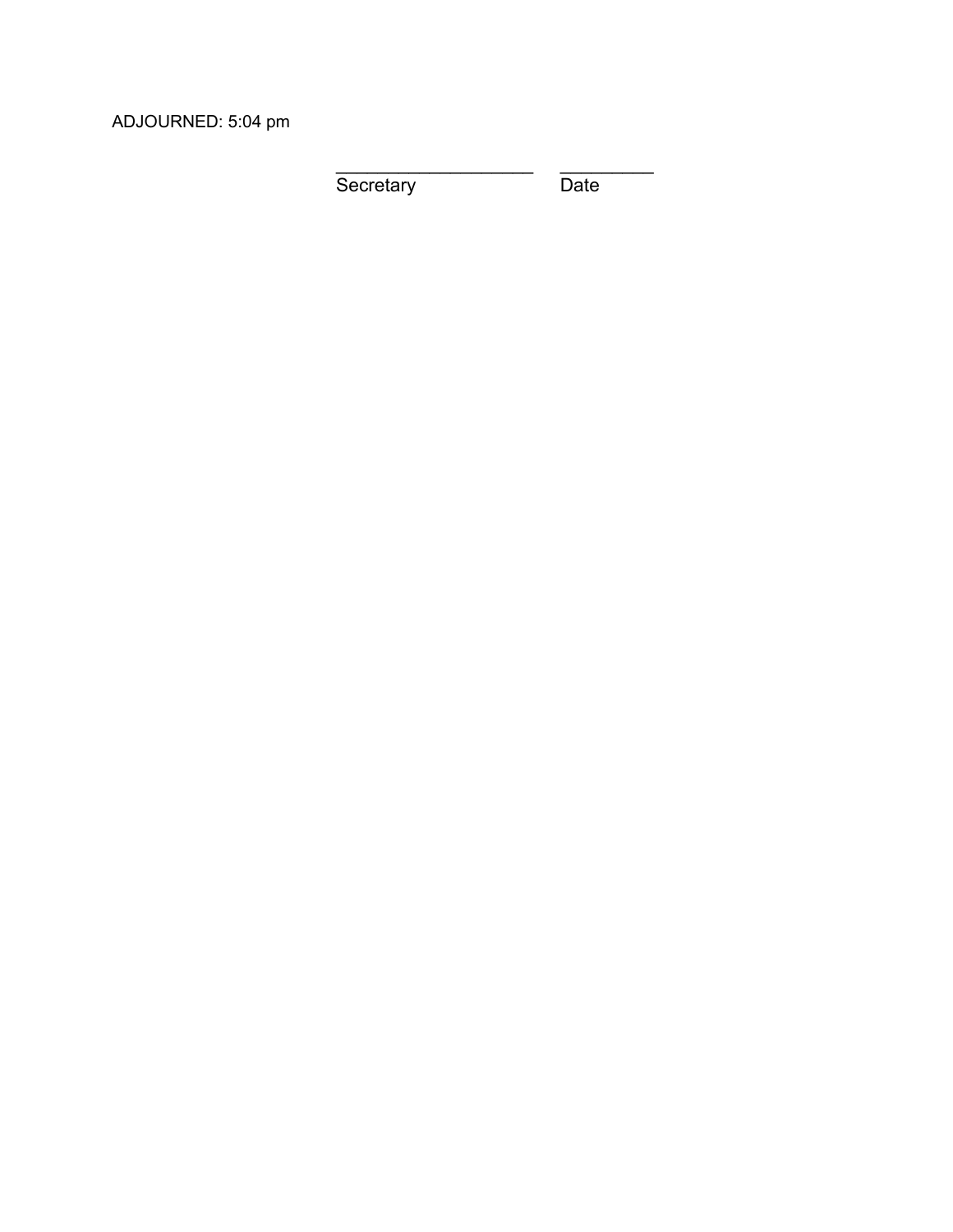ADJOURNED: 5:04 pm

____________________ __________
Secretary Date